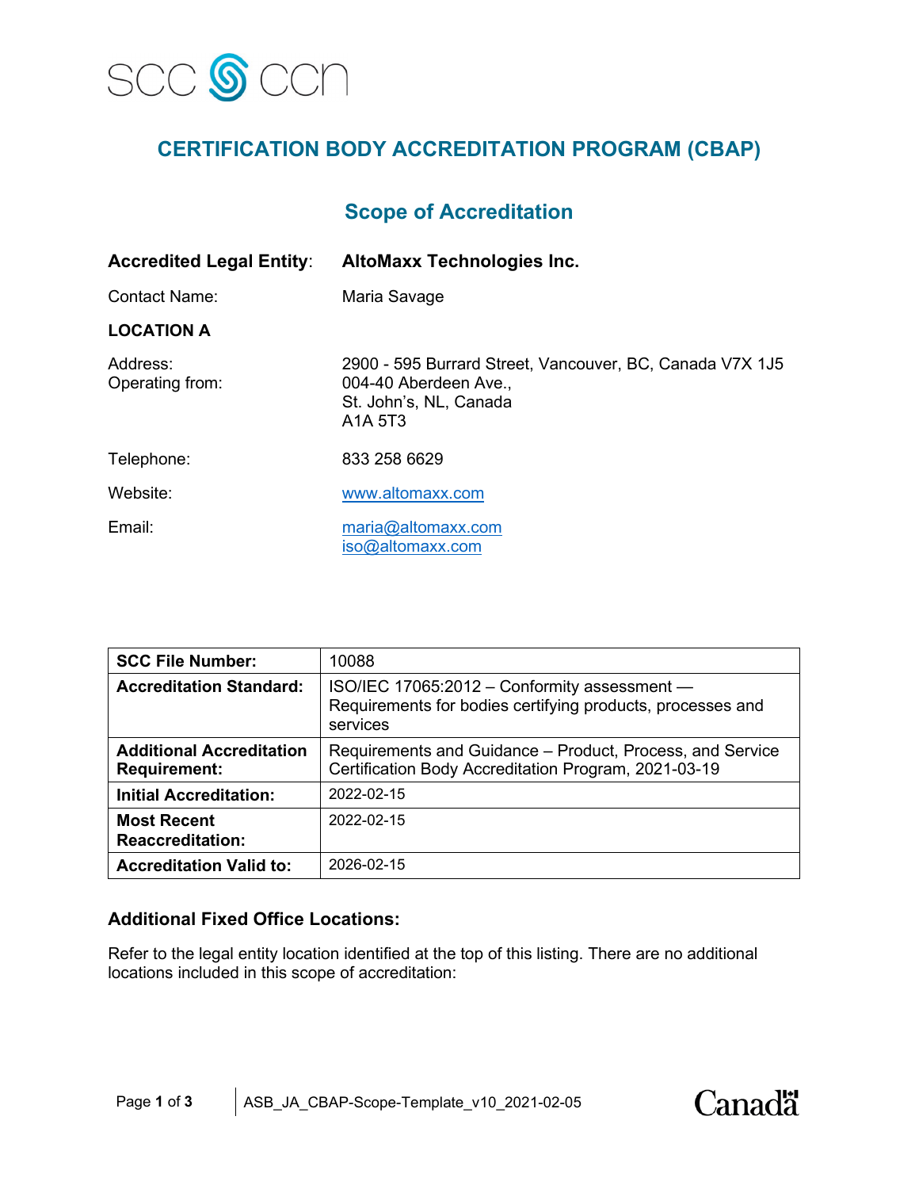SCC CCN

# CERTIFICATION BODY ACCREDITATION PROGRAM (CBAP)

## Scope of Accreditation

**Accredited Legal Entity**: **AltoMaxx Technologies Inc.**

Contact Name: Maria Savage

**LOCATION A**

Address: 2900 - 595 Burrard Street, Vancouver, BC, Canada V7X 1J5

Operating from: 004-40 Aberdeen Ave., St. John's, NL, Canada A1A 5T3

Telephone: 833 258 6629

Website: www.altomaxx.com

Email: maria@altomaxx.com
iso@altomaxx.com

| | |
|---|---|
| **SCC File Number:** | 10088 |
| **Accreditation Standard:** | ISO/IEC 17065:2012 – Conformity assessment — Requirements for bodies certifying products, processes and services |
| **Additional Accreditation Requirement:** | Requirements and Guidance – Product, Process, and Service Certification Body Accreditation Program, 2021-03-19 |
| **Initial Accreditation:** | 2022-02-15 |
| **Most Recent Reaccreditation:** | 2022-02-15 |
| **Accreditation Valid to:** | 2026-02-15 |

### Additional Fixed Office Locations:

Refer to the legal entity location identified at the top of this listing. There are no additional locations included in this scope of accreditation:

ASB_JA_CBAP-Scope-Template_v10_2021-02-05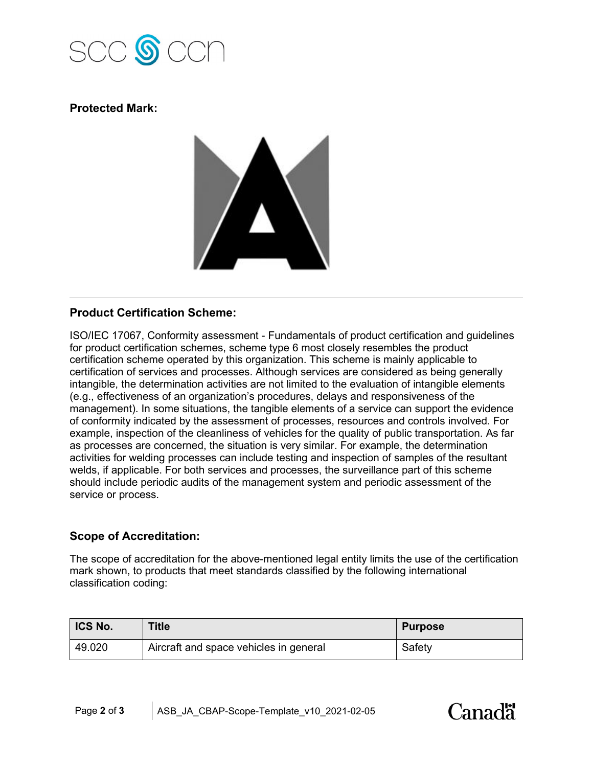**Protected Mark:**

## Product Certification Scheme:

ISO/IEC 17067, Conformity assessment - Fundamentals of product certification and guidelines for product certification schemes, scheme type 6 most closely resembles the product certification scheme operated by this organization. This scheme is mainly applicable to certification of services and processes. Although services are considered as being generally intangible, the determination activities are not limited to the evaluation of intangible elements (e.g., effectiveness of an organization's procedures, delays and responsiveness of the management). In some situations, the tangible elements of a service can support the evidence of conformity indicated by the assessment of processes, resources and controls involved. For example, inspection of the cleanliness of vehicles for the quality of public transportation. As far as processes are concerned, the situation is very similar. For example, the determination activities for welding processes can include testing and inspection of samples of the resultant welds, if applicable. For both services and processes, the surveillance part of this scheme should include periodic audits of the management system and periodic assessment of the service or process.

## Scope of Accreditation:

The scope of accreditation for the above-mentioned legal entity limits the use of the certification mark shown, to products that meet standards classified by the following international classification coding:

| ICS No. | Title | Purpose |
|---|---|---|
| 49.020 | Aircraft and space vehicles in general | Safety |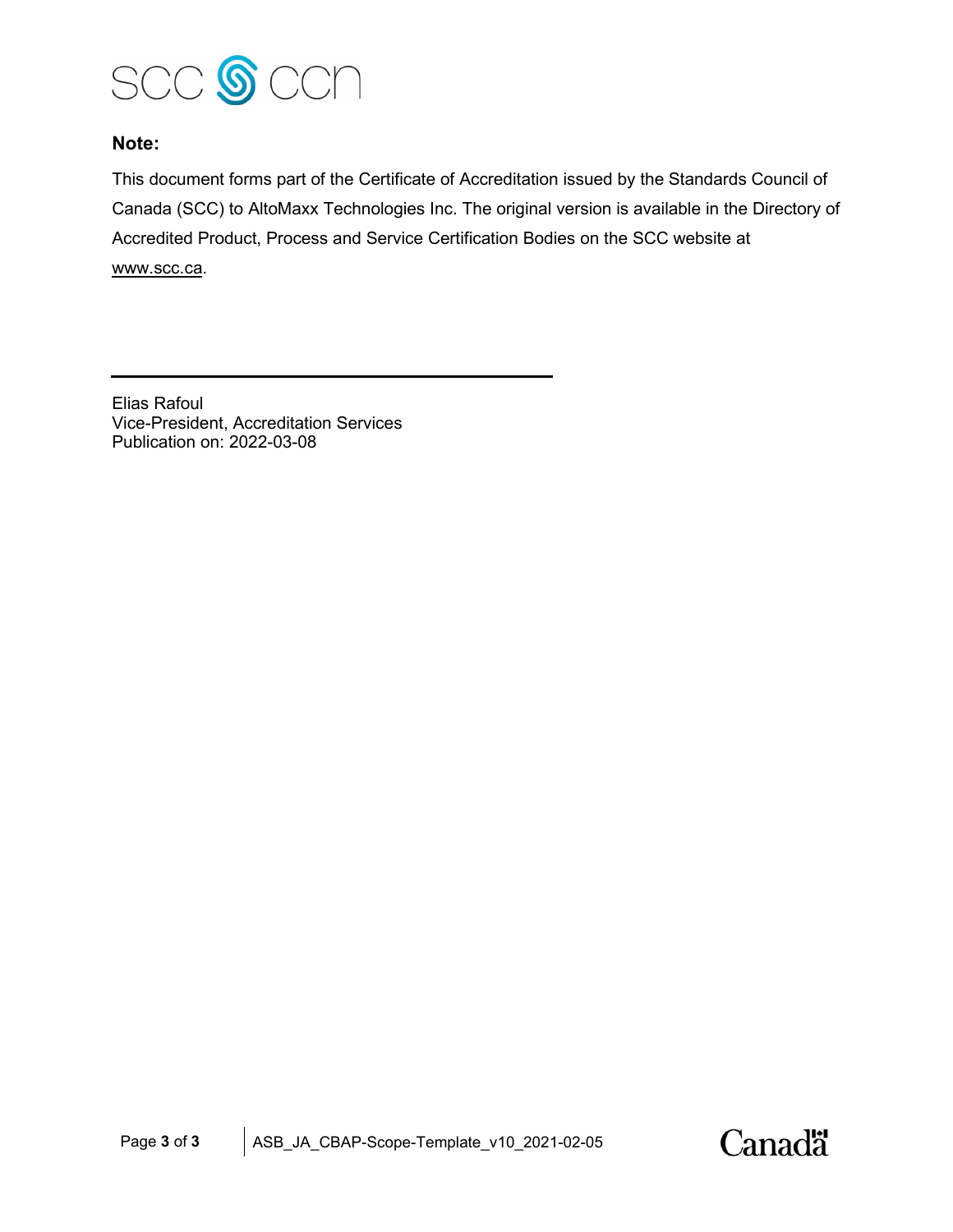**Note:**

This document forms part of the Certificate of Accreditation issued by the Standards Council of Canada (SCC) to AltoMaxx Technologies Inc. The original version is available in the Directory of Accredited Product, Process and Service Certification Bodies on the SCC website at www.scc.ca.

Elias Rafoul
Vice-President, Accreditation Services
Publication on: 2022-03-08